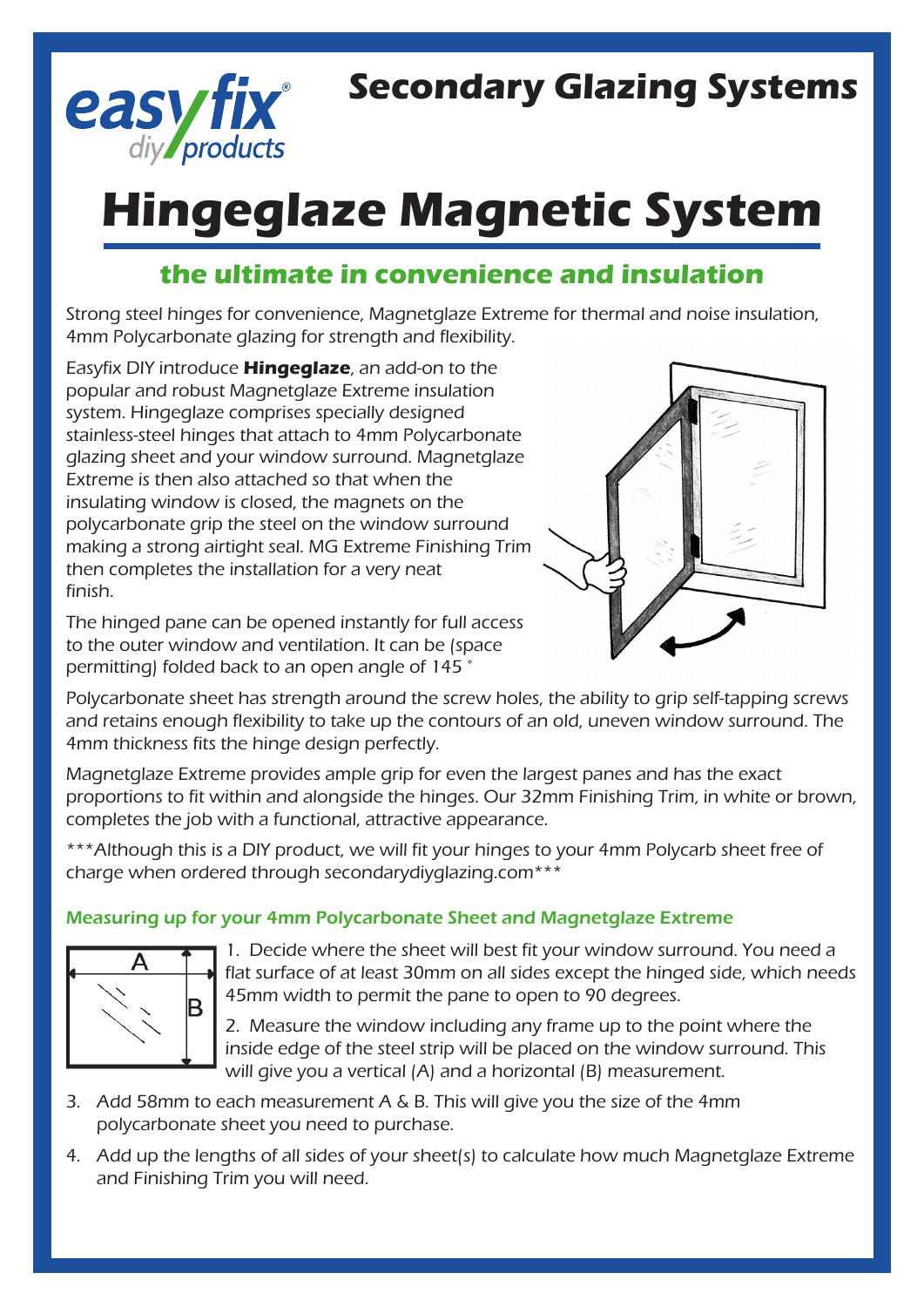easyfix® diy products

# Secondary Glazing Systems

# Hingeglaze Magnetic System

## the ultimate in convenience and insulation

Strong steel hinges for convenience, Magnetglaze Extreme for thermal and noise insulation, 4mm Polycarbonate glazing for strength and flexibility.

Easyfix DIY introduce **Hingeglaze**, an add-on to the popular and robust Magnetglaze Extreme insulation system. Hingeglaze comprises specially designed stainless-steel hinges that attach to 4mm Polycarbonate glazing sheet and your window surround. Magnetglaze Extreme is then also attached so that when the insulating window is closed, the magnets on the polycarbonate grip the steel on the window surround making a strong airtight seal. MG Extreme Finishing Trim then completes the installation for a very neat finish.

The hinged pane can be opened instantly for full access to the outer window and ventilation. It can be (space permitting) folded back to an open angle of 145 °

Polycarbonate sheet has strength around the screw holes, the ability to grip self-tapping screws and retains enough flexibility to take up the contours of an old, uneven window surround. The 4mm thickness fits the hinge design perfectly.

Magnetglaze Extreme provides ample grip for even the largest panes and has the exact proportions to fit within and alongside the hinges. Our 32mm Finishing Trim, in white or brown, completes the job with a functional, attractive appearance.

***Although this is a DIY product, we will fit your hinges to your 4mm Polycarb sheet free of charge when ordered through secondarydiyglazing.com***

### Measuring up for your 4mm Polycarbonate Sheet and Magnetglaze Extreme

1. Decide where the sheet will best fit your window surround. You need a flat surface of at least 30mm on all sides except the hinged side, which needs 45mm width to permit the pane to open to 90 degrees.
2. Measure the window including any frame up to the point where the inside edge of the steel strip will be placed on the window surround. This will give you a vertical (A) and a horizontal (B) measurement.
3. Add 58mm to each measurement A & B. This will give you the size of the 4mm polycarbonate sheet you need to purchase.
4. Add up the lengths of all sides of your sheet(s) to calculate how much Magnetglaze Extreme and Finishing Trim you will need.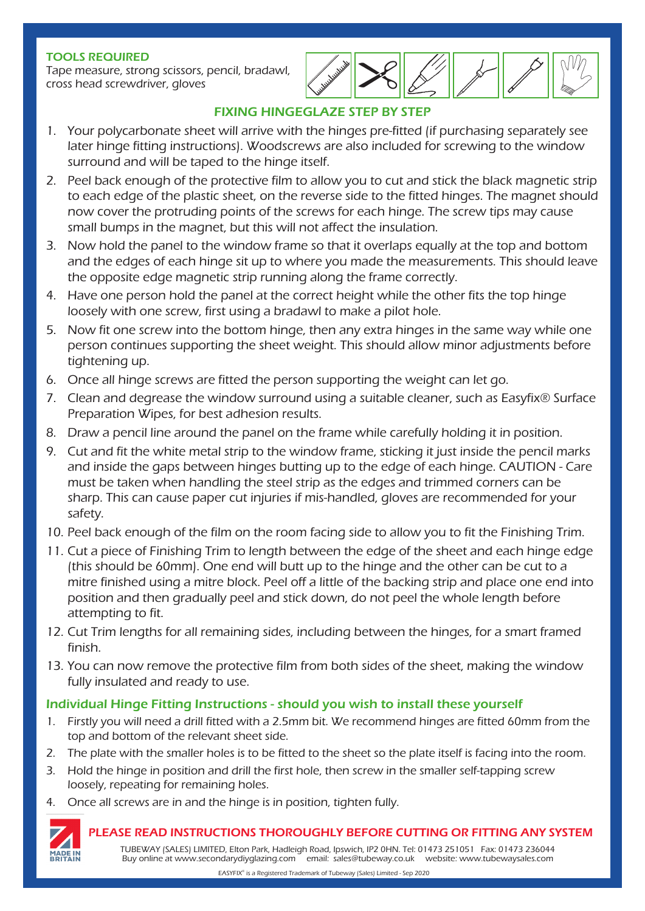## TOOLS REQUIRED

Tape measure, strong scissors, pencil, bradawl, cross head screwdriver, gloves

## FIXING HINGEGLAZE STEP BY STEP

1. Your polycarbonate sheet will arrive with the hinges pre-fitted (if purchasing separately see later hinge fitting instructions). Woodscrews are also included for screwing to the window surround and will be taped to the hinge itself.
2. Peel back enough of the protective film to allow you to cut and stick the black magnetic strip to each edge of the plastic sheet, on the reverse side to the fitted hinges. The magnet should now cover the protruding points of the screws for each hinge. The screw tips may cause small bumps in the magnet, but this will not affect the insulation.
3. Now hold the panel to the window frame so that it overlaps equally at the top and bottom and the edges of each hinge sit up to where you made the measurements. This should leave the opposite edge magnetic strip running along the frame correctly.
4. Have one person hold the panel at the correct height while the other fits the top hinge loosely with one screw, first using a bradawl to make a pilot hole.
5. Now fit one screw into the bottom hinge, then any extra hinges in the same way while one person continues supporting the sheet weight. This should allow minor adjustments before tightening up.
6. Once all hinge screws are fitted the person supporting the weight can let go.
7. Clean and degrease the window surround using a suitable cleaner, such as Easyfix® Surface Preparation Wipes, for best adhesion results.
8. Draw a pencil line around the panel on the frame while carefully holding it in position.
9. Cut and fit the white metal strip to the window frame, sticking it just inside the pencil marks and inside the gaps between hinges butting up to the edge of each hinge. CAUTION - Care must be taken when handling the steel strip as the edges and trimmed corners can be sharp. This can cause paper cut injuries if mis-handled, gloves are recommended for your safety.
10. Peel back enough of the film on the room facing side to allow you to fit the Finishing Trim.
11. Cut a piece of Finishing Trim to length between the edge of the sheet and each hinge edge (this should be 60mm). One end will butt up to the hinge and the other can be cut to a mitre finished using a mitre block. Peel off a little of the backing strip and place one end into position and then gradually peel and stick down, do not peel the whole length before attempting to fit.
12. Cut Trim lengths for all remaining sides, including between the hinges, for a smart framed finish.
13. You can now remove the protective film from both sides of the sheet, making the window fully insulated and ready to use.

## Individual Hinge Fitting Instructions - should you wish to install these yourself

1. Firstly you will need a drill fitted with a 2.5mm bit. We recommend hinges are fitted 60mm from the top and bottom of the relevant sheet side.
2. The plate with the smaller holes is to be fitted to the sheet so the plate itself is facing into the room.
3. Hold the hinge in position and drill the first hole, then screw in the smaller self-tapping screw loosely, repeating for remaining holes.
4. Once all screws are in and the hinge is in position, tighten fully.

MADE IN BRITAIN

**PLEASE READ INSTRUCTIONS THOROUGHLY BEFORE CUTTING OR FITTING ANY SYSTEM**

TUBEWAY (SALES) LIMITED, Elton Park, Hadleigh Road, Ipswich, IP2 0HN. Tel: 01473 251051 Fax: 01473 236044
Buy online at www.secondarydiyglazing.com email: sales@tubeway.co.uk website: www.tubewaysales.com

EASYFIX® is a Registered Trademark of Tubeway (Sales) Limited - Sep 2020